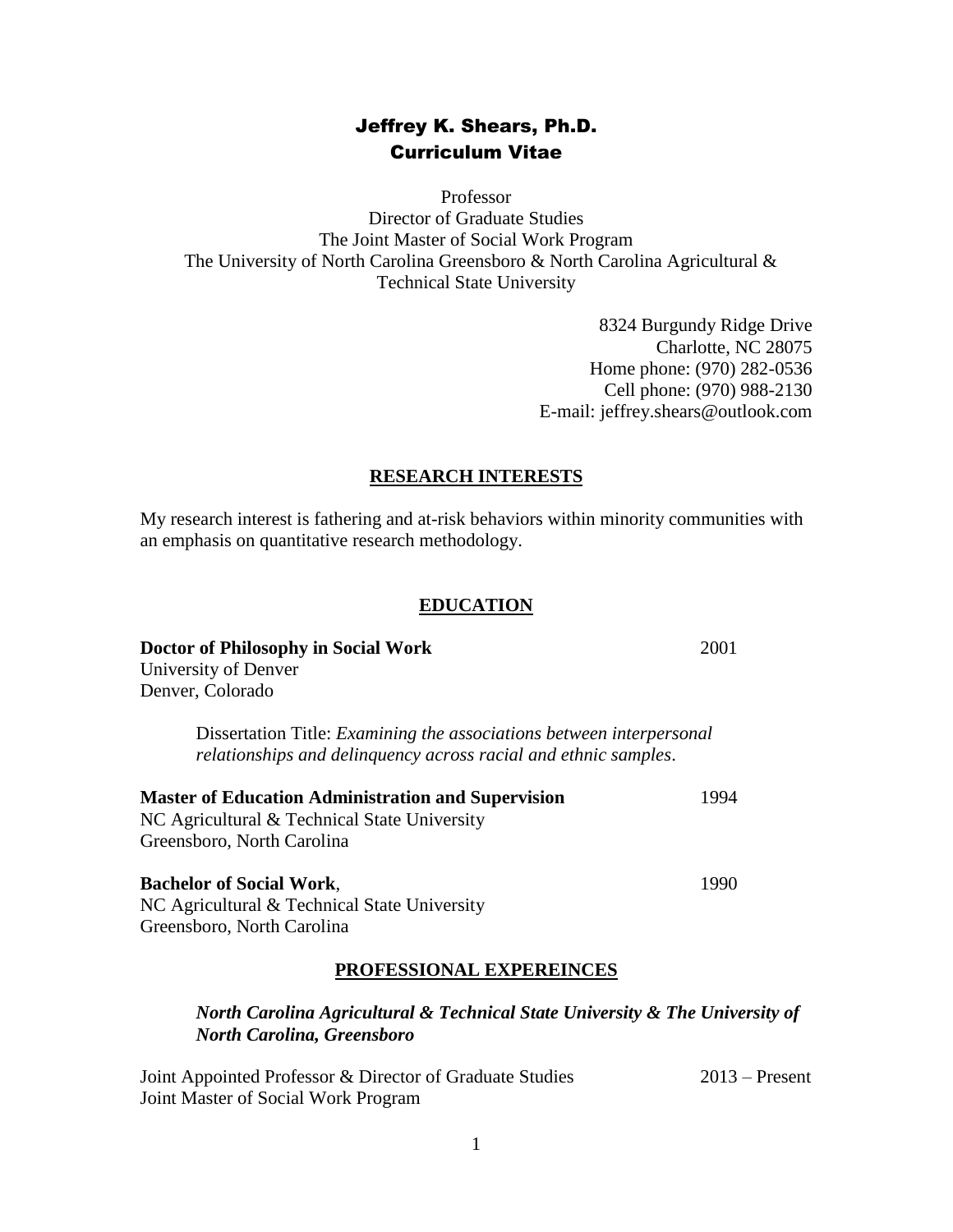# Jeffrey K. Shears, Ph.D.
## Curriculum Vitae

Professor
Director of Graduate Studies
The Joint Master of Social Work Program
The University of North Carolina Greensboro & North Carolina Agricultural & Technical State University

8324 Burgundy Ridge Drive
Charlotte, NC 28075
Home phone: (970) 282-0536
Cell phone: (970) 988-2130
E-mail: jeffrey.shears@outlook.com

## RESEARCH INTERESTS

My research interest is fathering and at-risk behaviors within minority communities with an emphasis on quantitative research methodology.

## EDUCATION

**Doctor of Philosophy in Social Work** 2001
University of Denver
Denver, Colorado

Dissertation Title: *Examining the associations between interpersonal relationships and delinquency across racial and ethnic samples*.

**Master of Education Administration and Supervision** 1994
NC Agricultural & Technical State University
Greensboro, North Carolina

**Bachelor of Social Work**, 1990
NC Agricultural & Technical State University
Greensboro, North Carolina

## PROFESSIONAL EXPEREINCES

***North Carolina Agricultural & Technical State University & The University of North Carolina, Greensboro***

Joint Appointed Professor & Director of Graduate Studies 2013 – Present
Joint Master of Social Work Program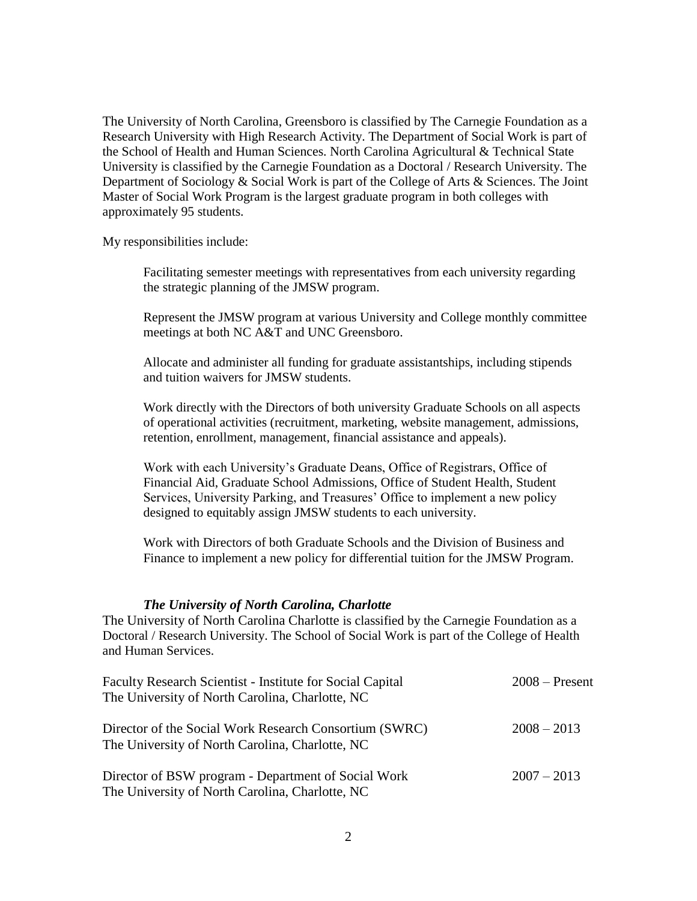The University of North Carolina, Greensboro is classified by The Carnegie Foundation as a Research University with High Research Activity. The Department of Social Work is part of the School of Health and Human Sciences. North Carolina Agricultural & Technical State University is classified by the Carnegie Foundation as a Doctoral / Research University. The Department of Sociology & Social Work is part of the College of Arts & Sciences. The Joint Master of Social Work Program is the largest graduate program in both colleges with approximately 95 students.

My responsibilities include:

> Facilitating semester meetings with representatives from each university regarding the strategic planning of the JMSW program.
>
> Represent the JMSW program at various University and College monthly committee meetings at both NC A&T and UNC Greensboro.
>
> Allocate and administer all funding for graduate assistantships, including stipends and tuition waivers for JMSW students.
>
> Work directly with the Directors of both university Graduate Schools on all aspects of operational activities (recruitment, marketing, website management, admissions, retention, enrollment, management, financial assistance and appeals).
>
> Work with each University's Graduate Deans, Office of Registrars, Office of Financial Aid, Graduate School Admissions, Office of Student Health, Student Services, University Parking, and Treasures' Office to implement a new policy designed to equitably assign JMSW students to each university.
>
> Work with Directors of both Graduate Schools and the Division of Business and Finance to implement a new policy for differential tuition for the JMSW Program.

***The University of North Carolina, Charlotte***

The University of North Carolina Charlotte is classified by the Carnegie Foundation as a Doctoral / Research University. The School of Social Work is part of the College of Health and Human Services.

Faculty Research Scientist - Institute for Social Capital — 2008 – Present
The University of North Carolina, Charlotte, NC

Director of the Social Work Research Consortium (SWRC) — 2008 – 2013
The University of North Carolina, Charlotte, NC

Director of BSW program - Department of Social Work — 2007 – 2013
The University of North Carolina, Charlotte, NC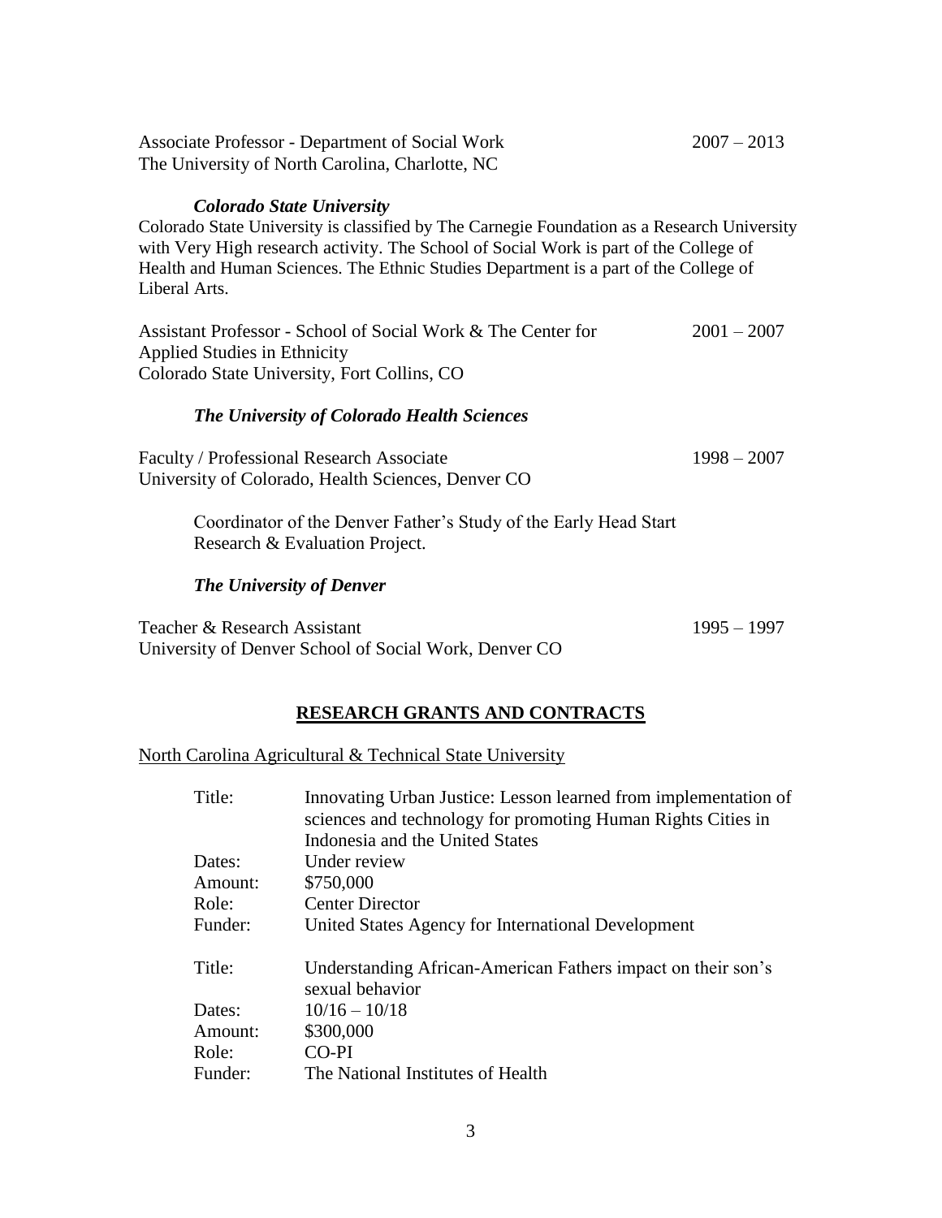Associate Professor - Department of Social Work 2007 – 2013
The University of North Carolina, Charlotte, NC

***Colorado State University***

Colorado State University is classified by The Carnegie Foundation as a Research University with Very High research activity. The School of Social Work is part of the College of Health and Human Sciences. The Ethnic Studies Department is a part of the College of Liberal Arts.

Assistant Professor - School of Social Work & The Center for Applied Studies in Ethnicity 2001 – 2007
Colorado State University, Fort Collins, CO

***The University of Colorado Health Sciences***

Faculty / Professional Research Associate 1998 – 2007
University of Colorado, Health Sciences, Denver CO

Coordinator of the Denver Father's Study of the Early Head Start Research & Evaluation Project.

***The University of Denver***

Teacher & Research Assistant 1995 – 1997
University of Denver School of Social Work, Denver CO

## RESEARCH GRANTS AND CONTRACTS

North Carolina Agricultural & Technical State University

| | |
|---|---|
| Title: | Innovating Urban Justice: Lesson learned from implementation of sciences and technology for promoting Human Rights Cities in Indonesia and the United States |
| Dates: | Under review |
| Amount: | \$750,000 |
| Role: | Center Director |
| Funder: | United States Agency for International Development |

| | |
|---|---|
| Title: | Understanding African-American Fathers impact on their son's sexual behavior |
| Dates: | 10/16 – 10/18 |
| Amount: | \$300,000 |
| Role: | CO-PI |
| Funder: | The National Institutes of Health |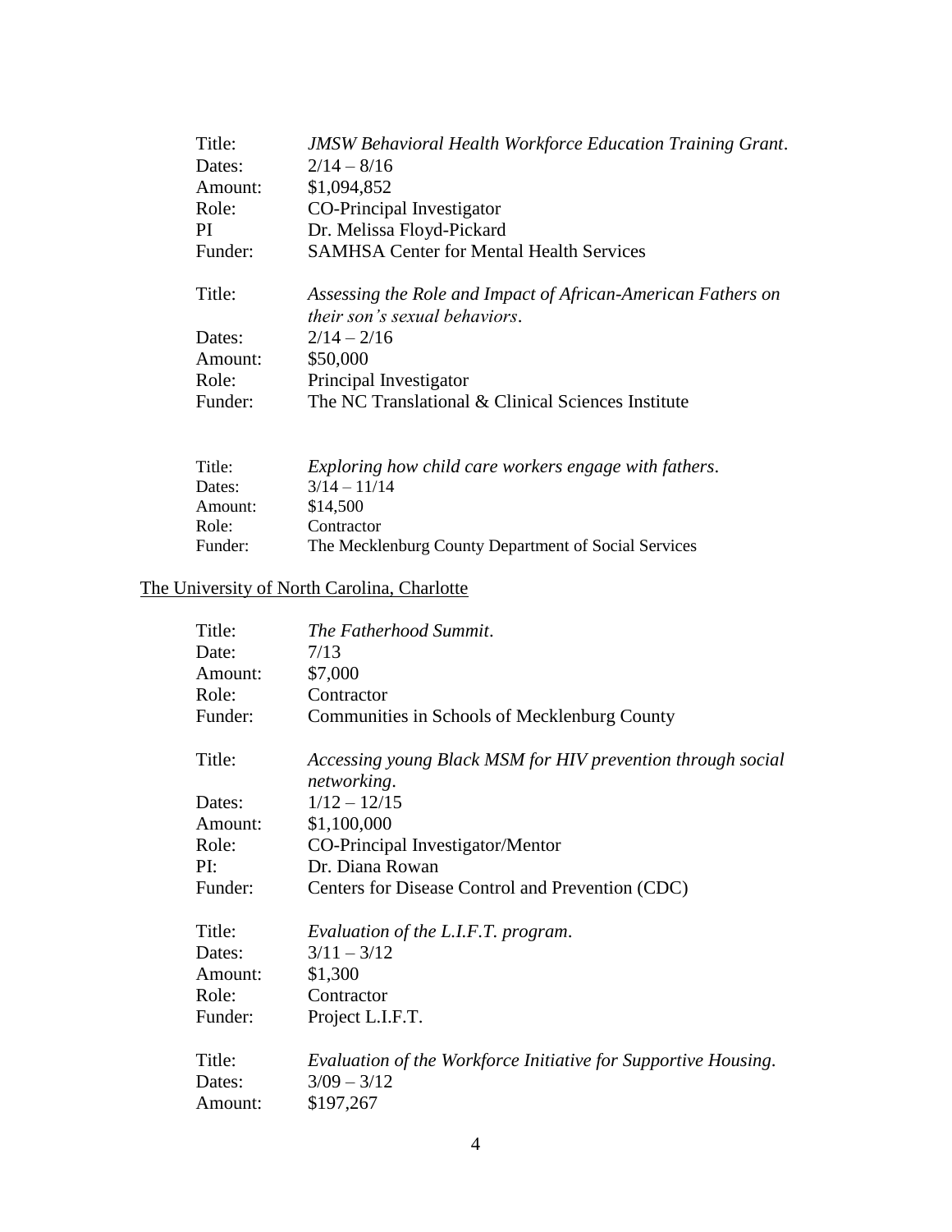Title: *JMSW Behavioral Health Workforce Education Training Grant*.
Dates: 2/14 – 8/16
Amount: $1,094,852
Role: CO-Principal Investigator
PI Dr. Melissa Floyd-Pickard
Funder: SAMHSA Center for Mental Health Services

Title: *Assessing the Role and Impact of African-American Fathers on their son's sexual behaviors*.
Dates: 2/14 – 2/16
Amount: $50,000
Role: Principal Investigator
Funder: The NC Translational & Clinical Sciences Institute

Title: *Exploring how child care workers engage with fathers*.
Dates: 3/14 – 11/14
Amount: $14,500
Role: Contractor
Funder: The Mecklenburg County Department of Social Services

<u>The University of North Carolina, Charlotte</u>

Title: *The Fatherhood Summit*.
Date: 7/13
Amount: $7,000
Role: Contractor
Funder: Communities in Schools of Mecklenburg County

Title: *Accessing young Black MSM for HIV prevention through social networking*.
Dates: 1/12 – 12/15
Amount: $1,100,000
Role: CO-Principal Investigator/Mentor
PI: Dr. Diana Rowan
Funder: Centers for Disease Control and Prevention (CDC)

Title: *Evaluation of the L.I.F.T. program*.
Dates: 3/11 – 3/12
Amount: $1,300
Role: Contractor
Funder: Project L.I.F.T.

Title: *Evaluation of the Workforce Initiative for Supportive Housing*.
Dates: 3/09 – 3/12
Amount: $197,267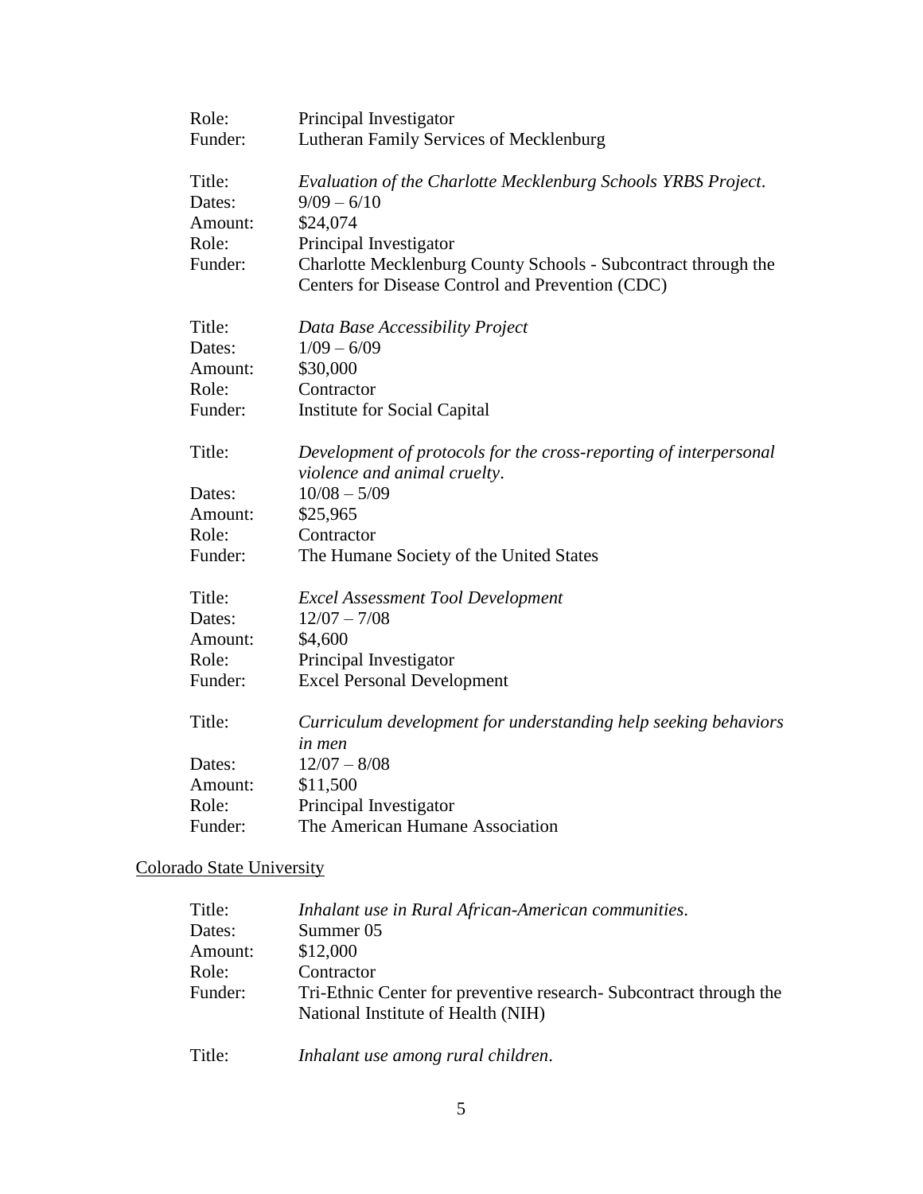Role: Principal Investigator
Funder: Lutheran Family Services of Mecklenburg

Title: *Evaluation of the Charlotte Mecklenburg Schools YRBS Project*.
Dates: 9/09 – 6/10
Amount: $24,074
Role: Principal Investigator
Funder: Charlotte Mecklenburg County Schools - Subcontract through the Centers for Disease Control and Prevention (CDC)

Title: *Data Base Accessibility Project*
Dates: 1/09 – 6/09
Amount: $30,000
Role: Contractor
Funder: Institute for Social Capital

Title: *Development of protocols for the cross-reporting of interpersonal violence and animal cruelty*.
Dates: 10/08 – 5/09
Amount: $25,965
Role: Contractor
Funder: The Humane Society of the United States

Title: *Excel Assessment Tool Development*
Dates: 12/07 – 7/08
Amount: $4,600
Role: Principal Investigator
Funder: Excel Personal Development

Title: *Curriculum development for understanding help seeking behaviors in men*
Dates: 12/07 – 8/08
Amount: $11,500
Role: Principal Investigator
Funder: The American Humane Association

<u>Colorado State University</u>

Title: *Inhalant use in Rural African-American communities*.
Dates: Summer 05
Amount: $12,000
Role: Contractor
Funder: Tri-Ethnic Center for preventive research- Subcontract through the National Institute of Health (NIH)

Title: *Inhalant use among rural children*.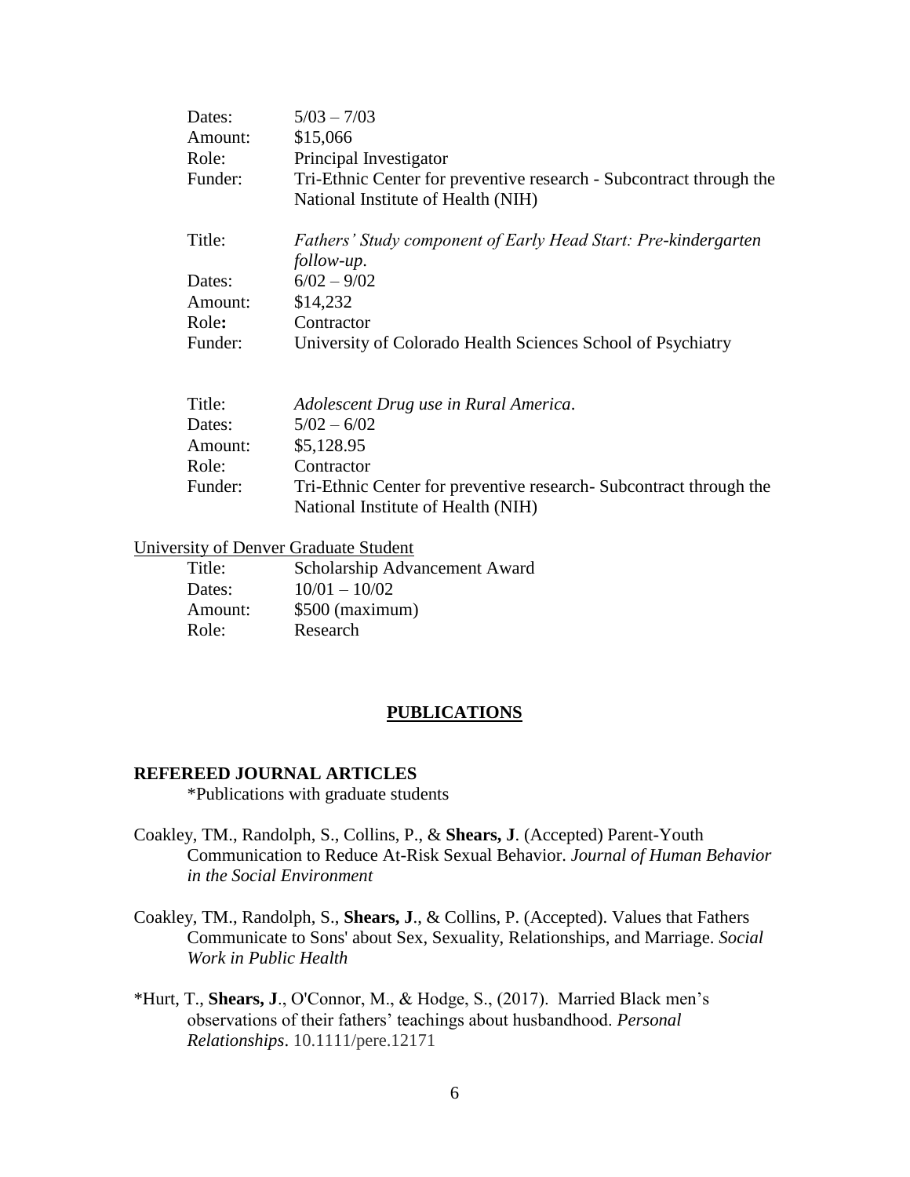| | |
|---|---|
| Dates: | 5/03 – 7/03 |
| Amount: | $15,066 |
| Role: | Principal Investigator |
| Funder: | Tri-Ethnic Center for preventive research - Subcontract through the National Institute of Health (NIH) |

| | |
|---|---|
| Title: | *Fathers' Study component of Early Head Start: Pre-kindergarten follow-up*. |
| Dates: | 6/02 – 9/02 |
| Amount: | $14,232 |
| Role**:** | Contractor |
| Funder: | University of Colorado Health Sciences School of Psychiatry |

| | |
|---|---|
| Title: | *Adolescent Drug use in Rural America*. |
| Dates: | 5/02 – 6/02 |
| Amount: | $5,128.95 |
| Role: | Contractor |
| Funder: | Tri-Ethnic Center for preventive research- Subcontract through the National Institute of Health (NIH) |

<u>University of Denver Graduate Student</u>

| | |
|---|---|
| Title: | Scholarship Advancement Award |
| Dates: | 10/01 – 10/02 |
| Amount: | $500 (maximum) |
| Role: | Research |

## PUBLICATIONS

### REFEREED JOURNAL ARTICLES

*Publications with graduate students

Coakley, TM., Randolph, S., Collins, P., & **Shears, J**. (Accepted) Parent-Youth Communication to Reduce At-Risk Sexual Behavior. *Journal of Human Behavior in the Social Environment*

Coakley, TM., Randolph, S., **Shears, J**., & Collins, P. (Accepted). Values that Fathers Communicate to Sons' about Sex, Sexuality, Relationships, and Marriage. *Social Work in Public Health*

*Hurt, T., **Shears, J**., O'Connor, M., & Hodge, S., (2017). Married Black men's observations of their fathers' teachings about husbandhood. *Personal Relationships*. 10.1111/pere.12171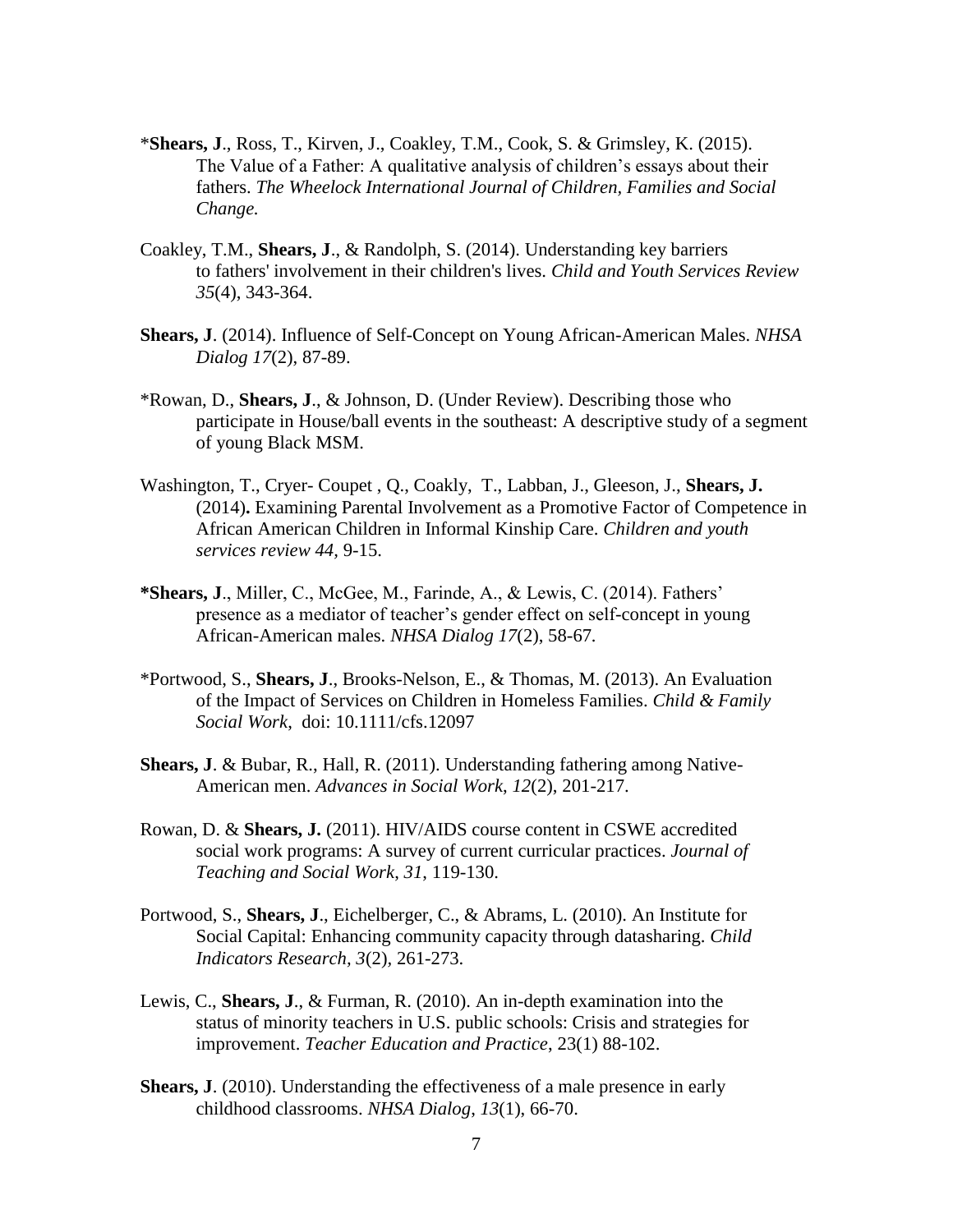*​**Shears, J**., Ross, T., Kirven, J., Coakley, T.M., Cook, S. & Grimsley, K. (2015). The Value of a Father: A qualitative analysis of children's essays about their fathers. *The Wheelock International Journal of Children, Families and Social Change.*

Coakley, T.M., **Shears, J**., & Randolph, S. (2014). Understanding key barriers to fathers' involvement in their children's lives. *Child and Youth Services Review 35*(4), 343-364.

**Shears, J**. (2014). Influence of Self-Concept on Young African-American Males. *NHSA Dialog 17*(2), 87-89.

*Rowan, D., **Shears, J**., & Johnson, D. (Under Review). Describing those who participate in House/ball events in the southeast: A descriptive study of a segment of young Black MSM.

Washington, T., Cryer- Coupet , Q., Coakly, T., Labban, J., Gleeson, J., **Shears, J.** (2014)**.** Examining Parental Involvement as a Promotive Factor of Competence in African American Children in Informal Kinship Care. *Children and youth services review 44*, 9-15.

**\*Shears, J**., Miller, C., McGee, M., Farinde, A., & Lewis, C. (2014). Fathers' presence as a mediator of teacher's gender effect on self-concept in young African-American males. *NHSA Dialog 17*(2), 58-67.

*Portwood, S., **Shears, J**., Brooks-Nelson, E., & Thomas, M. (2013). An Evaluation of the Impact of Services on Children in Homeless Families. *Child & Family Social Work*, doi: 10.1111/cfs.12097

**Shears, J**. & Bubar, R., Hall, R. (2011). Understanding fathering among Native-American men. *Advances in Social Work*, *12*(2), 201-217.

Rowan, D. & **Shears, J.** (2011). HIV/AIDS course content in CSWE accredited social work programs: A survey of current curricular practices. *Journal of Teaching and Social Work*, *31*, 119-130.

Portwood, S., **Shears, J**., Eichelberger, C., & Abrams, L. (2010). An Institute for Social Capital: Enhancing community capacity through datasharing. *Child Indicators Research*, *3*(2), 261-273.

Lewis, C., **Shears, J**., & Furman, R. (2010). An in-depth examination into the status of minority teachers in U.S. public schools: Crisis and strategies for improvement. *Teacher Education and Practice*, 23(1) 88-102.

**Shears, J**. (2010). Understanding the effectiveness of a male presence in early childhood classrooms. *NHSA Dialog*, *13*(1), 66-70.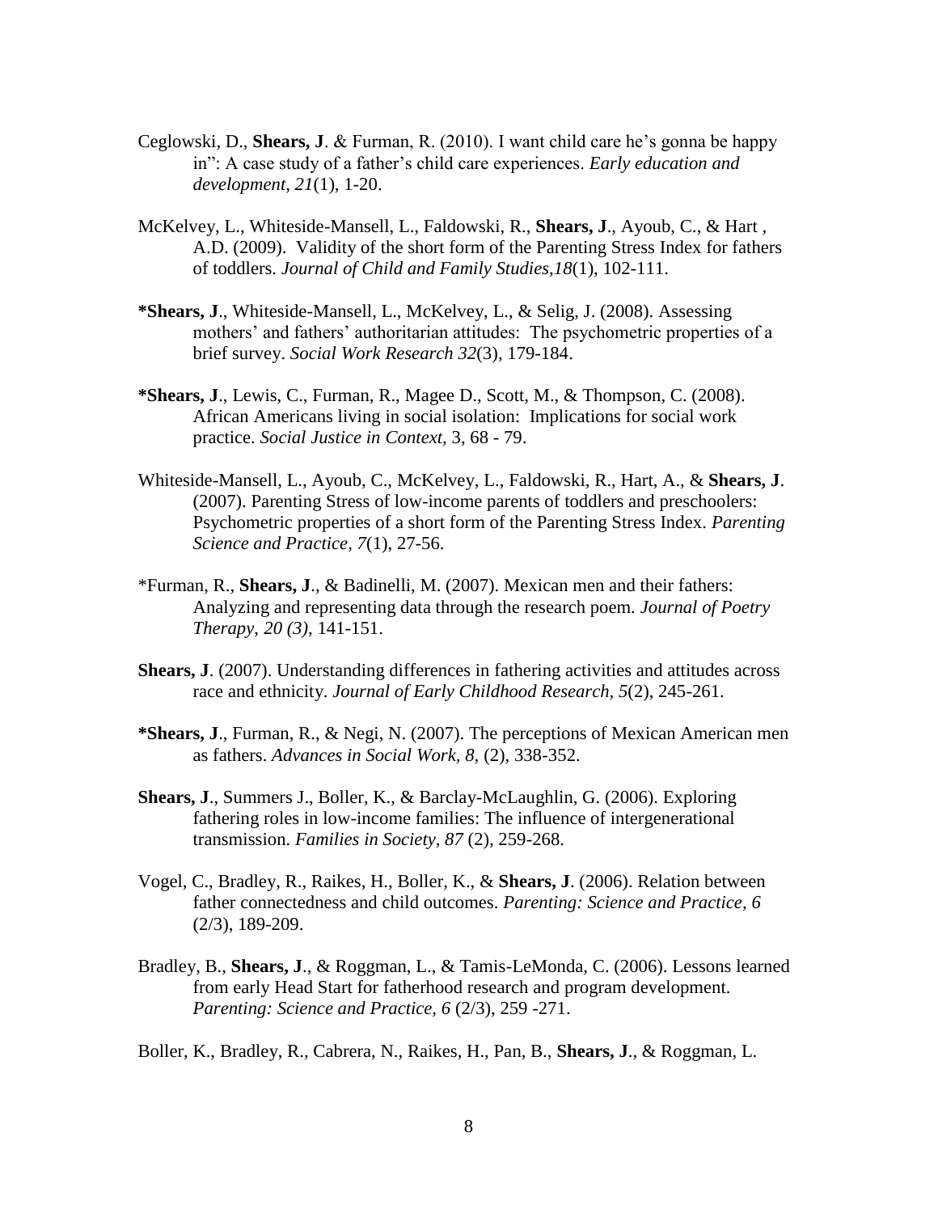Ceglowski, D., **Shears, J**. & Furman, R. (2010). I want child care he's gonna be happy in": A case study of a father's child care experiences. *Early education and development, 21*(1), 1-20.

McKelvey, L., Whiteside-Mansell, L., Faldowski, R., **Shears, J**., Ayoub, C., & Hart , A.D. (2009). Validity of the short form of the Parenting Stress Index for fathers of toddlers. *Journal of Child and Family Studies,18*(1), 102-111.

**\*Shears, J**., Whiteside-Mansell, L., McKelvey, L., & Selig, J. (2008). Assessing mothers' and fathers' authoritarian attitudes: The psychometric properties of a brief survey. *Social Work Research 32*(3), 179-184.

**\*Shears, J**., Lewis, C., Furman, R., Magee D., Scott, M., & Thompson, C. (2008). African Americans living in social isolation: Implications for social work practice. *Social Justice in Context,* 3, 68 - 79.

Whiteside-Mansell, L., Ayoub, C., McKelvey, L., Faldowski, R., Hart, A., & **Shears, J**. (2007). Parenting Stress of low-income parents of toddlers and preschoolers: Psychometric properties of a short form of the Parenting Stress Index. *Parenting Science and Practice*, *7*(1), 27-56.

\*Furman, R., **Shears, J**., & Badinelli, M. (2007). Mexican men and their fathers: Analyzing and representing data through the research poem. *Journal of Poetry Therapy, 20 (3),* 141-151.

**Shears, J**. (2007). Understanding differences in fathering activities and attitudes across race and ethnicity. *Journal of Early Childhood Research, 5*(2), 245-261.

**\*Shears, J**., Furman, R., & Negi, N. (2007). The perceptions of Mexican American men as fathers. *Advances in Social Work, 8,* (2), 338-352.

**Shears, J**., Summers J., Boller, K., & Barclay-McLaughlin, G. (2006). Exploring fathering roles in low-income families: The influence of intergenerational transmission. *Families in Society, 87* (2), 259-268.

Vogel, C., Bradley, R., Raikes, H., Boller, K., & **Shears, J**. (2006). Relation between father connectedness and child outcomes. *Parenting: Science and Practice, 6* (2/3), 189-209.

Bradley, B., **Shears, J**., & Roggman, L., & Tamis-LeMonda, C. (2006). Lessons learned from early Head Start for fatherhood research and program development. *Parenting: Science and Practice, 6* (2/3), 259 -271.

Boller, K., Bradley, R., Cabrera, N., Raikes, H., Pan, B., **Shears, J**., & Roggman, L.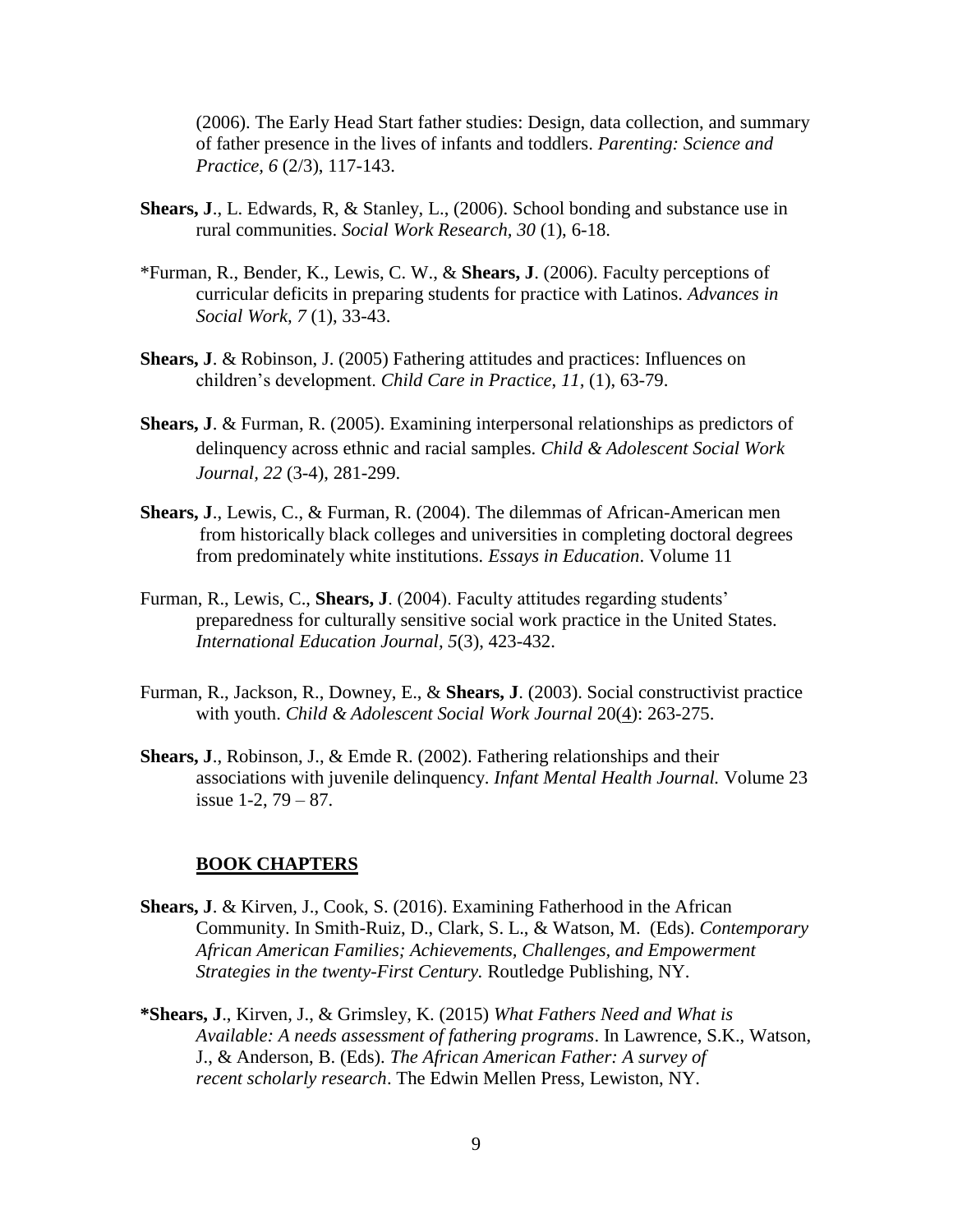(2006). The Early Head Start father studies: Design, data collection, and summary of father presence in the lives of infants and toddlers. *Parenting: Science and Practice, 6* (2/3), 117-143.

**Shears, J**., L. Edwards, R, & Stanley, L., (2006). School bonding and substance use in rural communities. *Social Work Research, 30* (1), 6-18.

*Furman, R., Bender, K., Lewis, C. W., & **Shears, J**. (2006). Faculty perceptions of curricular deficits in preparing students for practice with Latinos. *Advances in Social Work, 7* (1), 33-43.

**Shears, J**. & Robinson, J. (2005) Fathering attitudes and practices: Influences on children's development. *Child Care in Practice*, *11,* (1), 63-79.

**Shears, J**. & Furman, R. (2005). Examining interpersonal relationships as predictors of delinquency across ethnic and racial samples. *Child & Adolescent Social Work Journal, 22* (3-4), 281-299.

**Shears, J**., Lewis, C., & Furman, R. (2004). The dilemmas of African-American men from historically black colleges and universities in completing doctoral degrees from predominately white institutions. *Essays in Education*. Volume 11

Furman, R., Lewis, C., **Shears, J**. (2004). Faculty attitudes regarding students' preparedness for culturally sensitive social work practice in the United States. *International Education Journal*, *5*(3), 423-432.

Furman, R., Jackson, R., Downey, E., & **Shears, J**. (2003). Social constructivist practice with youth. *Child & Adolescent Social Work Journal* 20(4): 263-275.

**Shears, J**., Robinson, J., & Emde R. (2002). Fathering relationships and their associations with juvenile delinquency. *Infant Mental Health Journal.* Volume 23 issue 1-2, 79 – 87.

## BOOK CHAPTERS

**Shears, J**. & Kirven, J., Cook, S. (2016). Examining Fatherhood in the African Community. In Smith-Ruiz, D., Clark, S. L., & Watson, M. (Eds). *Contemporary African American Families; Achievements, Challenges, and Empowerment Strategies in the twenty-First Century*. Routledge Publishing, NY.

***Shears, J**., Kirven, J., & Grimsley, K. (2015) *What Fathers Need and What is Available: A needs assessment of fathering programs*. In Lawrence, S.K., Watson, J., & Anderson, B. (Eds). *The African American Father: A survey of recent scholarly research*. The Edwin Mellen Press, Lewiston, NY.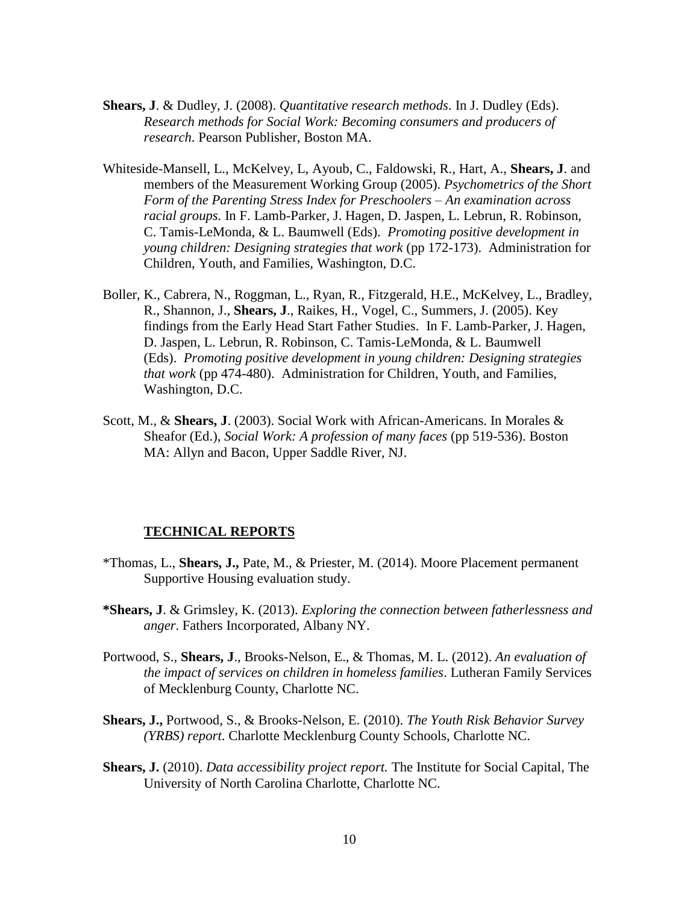**Shears, J**. & Dudley, J. (2008). *Quantitative research methods*. In J. Dudley (Eds). *Research methods for Social Work: Becoming consumers and producers of research*. Pearson Publisher, Boston MA.

Whiteside-Mansell, L., McKelvey, L, Ayoub, C., Faldowski, R., Hart, A., **Shears, J**. and members of the Measurement Working Group (2005). *Psychometrics of the Short Form of the Parenting Stress Index for Preschoolers – An examination across racial groups.* In F. Lamb-Parker, J. Hagen, D. Jaspen, L. Lebrun, R. Robinson, C. Tamis-LeMonda, & L. Baumwell (Eds). *Promoting positive development in young children: Designing strategies that work* (pp 172-173). Administration for Children, Youth, and Families, Washington, D.C.

Boller, K., Cabrera, N., Roggman, L., Ryan, R., Fitzgerald, H.E., McKelvey, L., Bradley, R., Shannon, J., **Shears, J**., Raikes, H., Vogel, C., Summers, J. (2005). Key findings from the Early Head Start Father Studies. In F. Lamb-Parker, J. Hagen, D. Jaspen, L. Lebrun, R. Robinson, C. Tamis-LeMonda, & L. Baumwell (Eds). *Promoting positive development in young children: Designing strategies that work* (pp 474-480). Administration for Children, Youth, and Families, Washington, D.C.

Scott, M., & **Shears, J**. (2003). Social Work with African-Americans. In Morales & Sheafor (Ed.), *Social Work: A profession of many faces* (pp 519-536). Boston MA: Allyn and Bacon, Upper Saddle River, NJ.

## TECHNICAL REPORTS

*Thomas, L., **Shears, J.,** Pate, M., & Priester, M. (2014). Moore Placement permanent Supportive Housing evaluation study.

**\*Shears, J**. & Grimsley, K. (2013). *Exploring the connection between fatherlessness and anger*. Fathers Incorporated, Albany NY.

Portwood, S., **Shears, J**., Brooks-Nelson, E., & Thomas, M. L. (2012). *An evaluation of the impact of services on children in homeless families*. Lutheran Family Services of Mecklenburg County, Charlotte NC.

**Shears, J.,** Portwood, S., & Brooks-Nelson, E. (2010). *The Youth Risk Behavior Survey (YRBS) report*. Charlotte Mecklenburg County Schools, Charlotte NC.

**Shears, J.** (2010). *Data accessibility project report.* The Institute for Social Capital, The University of North Carolina Charlotte, Charlotte NC.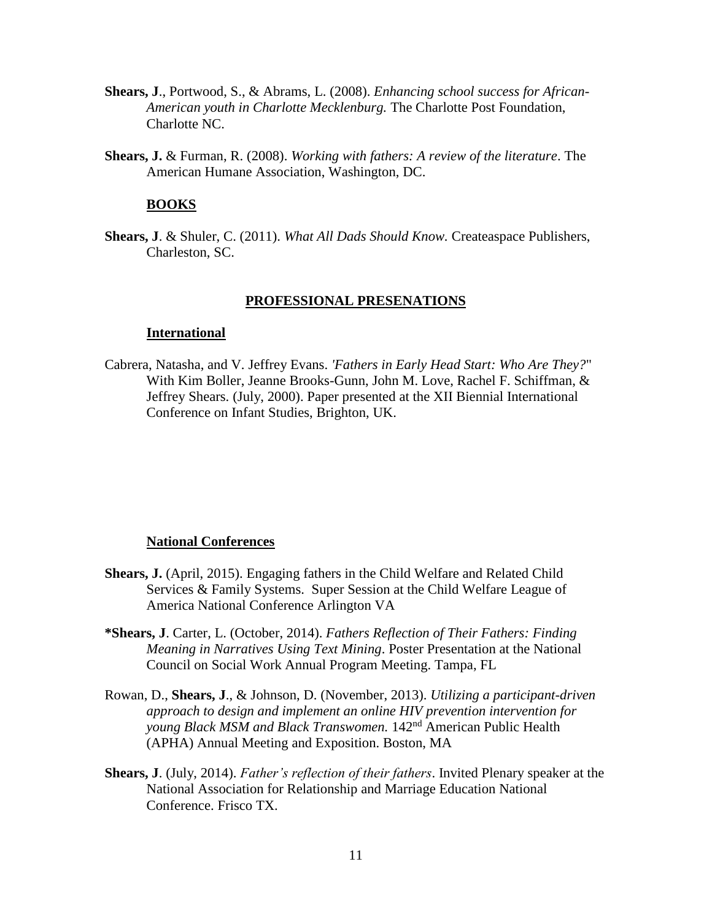**Shears, J**., Portwood, S., & Abrams, L. (2008). *Enhancing school success for African-American youth in Charlotte Mecklenburg.* The Charlotte Post Foundation, Charlotte NC.

**Shears, J.** & Furman, R. (2008). *Working with fathers: A review of the literature*. The American Humane Association, Washington, DC.

### BOOKS

**Shears, J**. & Shuler, C. (2011). *What All Dads Should Know.* Createaspace Publishers, Charleston, SC.

## PROFESSIONAL PRESENATIONS

### International

Cabrera, Natasha, and V. Jeffrey Evans. *'Fathers in Early Head Start: Who Are They?*" With Kim Boller, Jeanne Brooks-Gunn, John M. Love, Rachel F. Schiffman, & Jeffrey Shears. (July, 2000). Paper presented at the XII Biennial International Conference on Infant Studies, Brighton, UK.

### National Conferences

**Shears, J.** (April, 2015). Engaging fathers in the Child Welfare and Related Child Services & Family Systems. Super Session at the Child Welfare League of America National Conference Arlington VA

**\*Shears, J**. Carter, L. (October, 2014). *Fathers Reflection of Their Fathers: Finding Meaning in Narratives Using Text Mining*. Poster Presentation at the National Council on Social Work Annual Program Meeting. Tampa, FL

Rowan, D., **Shears, J**., & Johnson, D. (November, 2013). *Utilizing a participant-driven approach to design and implement an online HIV prevention intervention for young Black MSM and Black Transwomen.* 142nd American Public Health (APHA) Annual Meeting and Exposition. Boston, MA

**Shears, J**. (July, 2014). *Father's reflection of their fathers*. Invited Plenary speaker at the National Association for Relationship and Marriage Education National Conference. Frisco TX.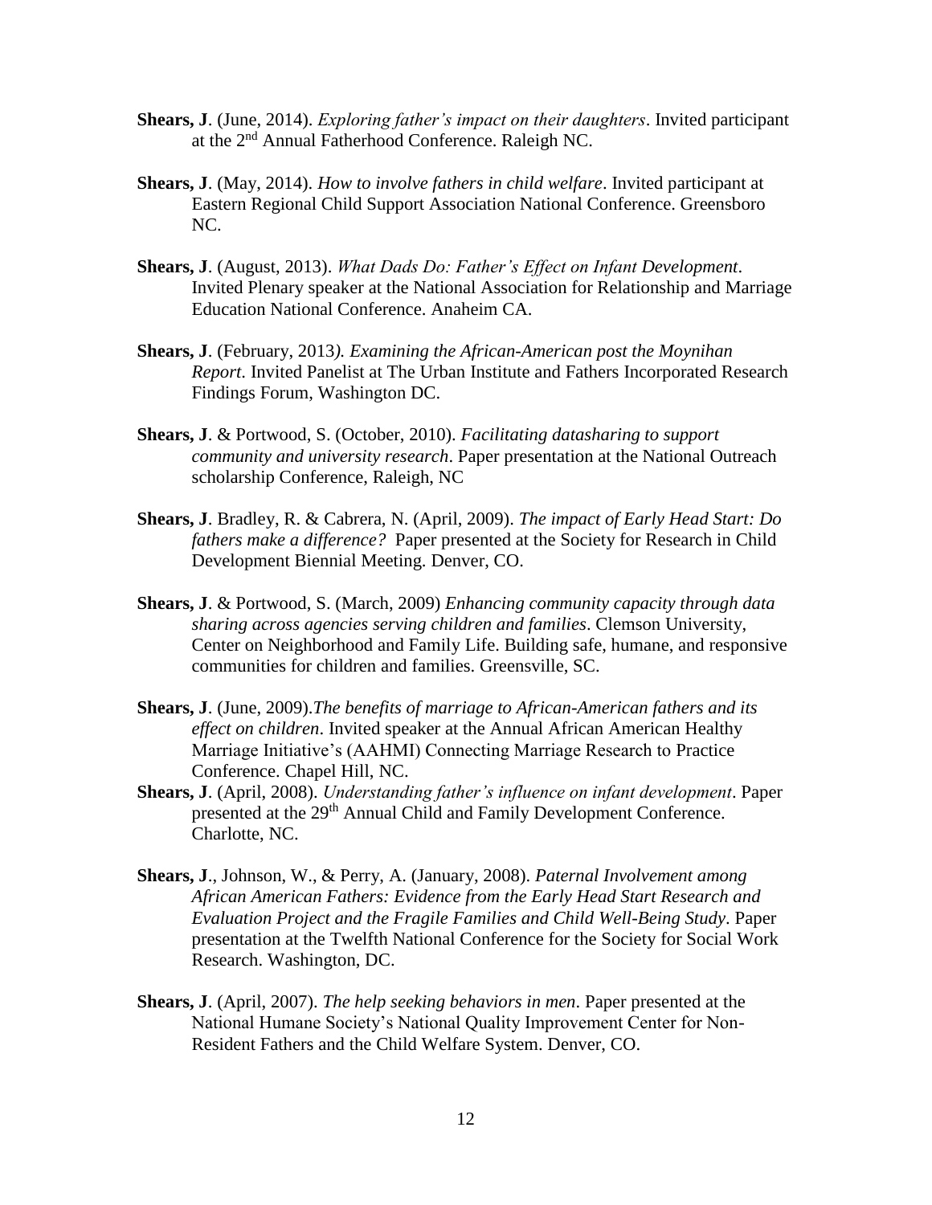**Shears, J**. (June, 2014). *Exploring father's impact on their daughters*. Invited participant at the 2nd Annual Fatherhood Conference. Raleigh NC.

**Shears, J**. (May, 2014). *How to involve fathers in child welfare*. Invited participant at Eastern Regional Child Support Association National Conference. Greensboro NC.

**Shears, J**. (August, 2013). *What Dads Do: Father's Effect on Infant Development*. Invited Plenary speaker at the National Association for Relationship and Marriage Education National Conference. Anaheim CA.

**Shears, J**. (February, 2013*). Examining the African-American post the Moynihan Report*. Invited Panelist at The Urban Institute and Fathers Incorporated Research Findings Forum, Washington DC.

**Shears, J**. & Portwood, S. (October, 2010). *Facilitating datasharing to support community and university research*. Paper presentation at the National Outreach scholarship Conference, Raleigh, NC

**Shears, J**. Bradley, R. & Cabrera, N. (April, 2009). *The impact of Early Head Start: Do fathers make a difference?* Paper presented at the Society for Research in Child Development Biennial Meeting. Denver, CO.

**Shears, J**. & Portwood, S. (March, 2009) *Enhancing community capacity through data sharing across agencies serving children and families*. Clemson University, Center on Neighborhood and Family Life. Building safe, humane, and responsive communities for children and families. Greensville, SC.

**Shears, J**. (June, 2009).*The benefits of marriage to African-American fathers and its effect on children*. Invited speaker at the Annual African American Healthy Marriage Initiative's (AAHMI) Connecting Marriage Research to Practice Conference. Chapel Hill, NC.

**Shears, J**. (April, 2008). *Understanding father's influence on infant development*. Paper presented at the 29th Annual Child and Family Development Conference. Charlotte, NC.

**Shears, J**., Johnson, W., & Perry, A. (January, 2008). *Paternal Involvement among African American Fathers: Evidence from the Early Head Start Research and Evaluation Project and the Fragile Families and Child Well-Being Study*. Paper presentation at the Twelfth National Conference for the Society for Social Work Research. Washington, DC.

**Shears, J**. (April, 2007). *The help seeking behaviors in men*. Paper presented at the National Humane Society's National Quality Improvement Center for Non-Resident Fathers and the Child Welfare System. Denver, CO.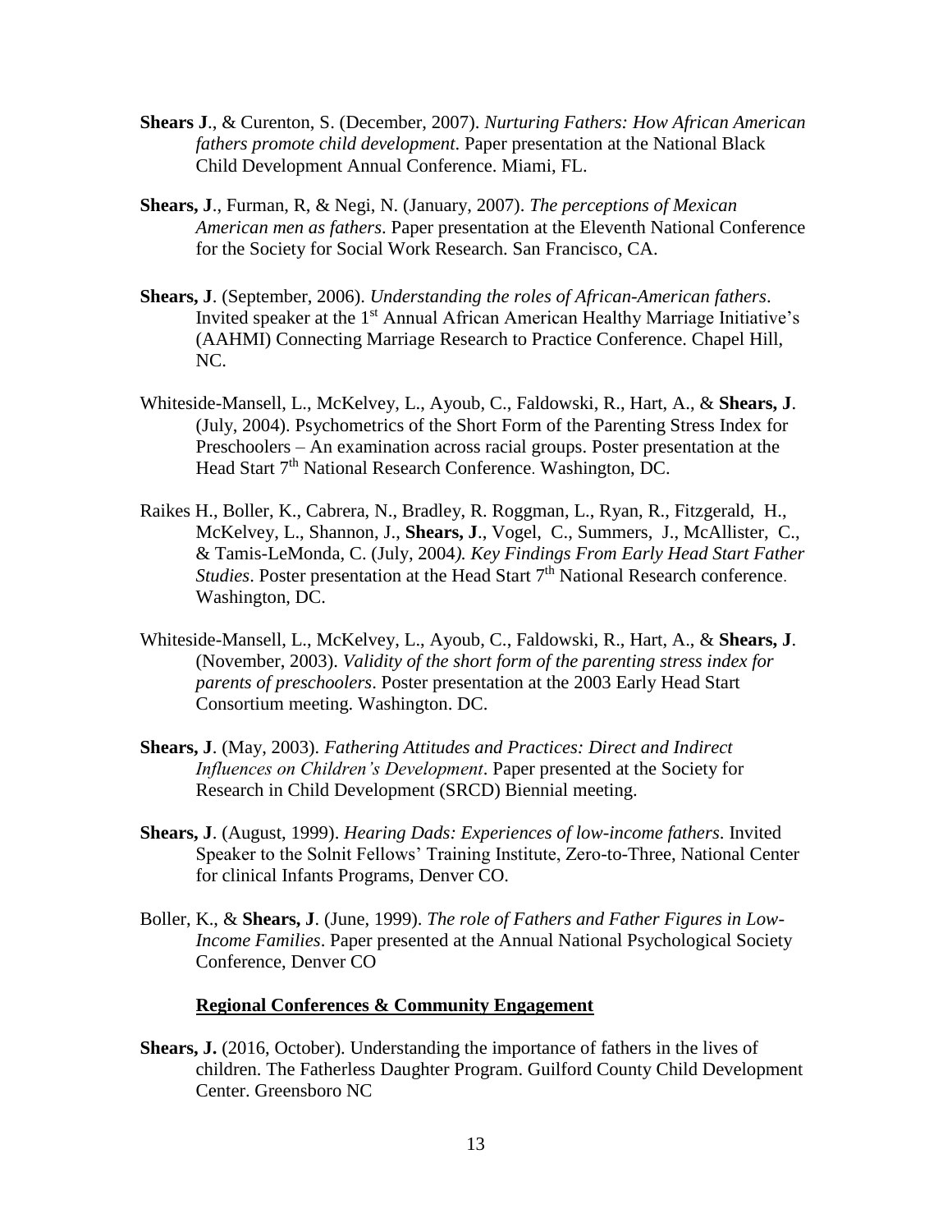**Shears J**., & Curenton, S. (December, 2007). *Nurturing Fathers: How African American fathers promote child development*. Paper presentation at the National Black Child Development Annual Conference. Miami, FL.

**Shears, J**., Furman, R, & Negi, N. (January, 2007). *The perceptions of Mexican American men as fathers*. Paper presentation at the Eleventh National Conference for the Society for Social Work Research. San Francisco, CA.

**Shears, J**. (September, 2006). *Understanding the roles of African-American fathers*. Invited speaker at the 1st Annual African American Healthy Marriage Initiative's (AAHMI) Connecting Marriage Research to Practice Conference. Chapel Hill, NC.

Whiteside-Mansell, L., McKelvey, L., Ayoub, C., Faldowski, R., Hart, A., & **Shears, J**. (July, 2004). Psychometrics of the Short Form of the Parenting Stress Index for Preschoolers – An examination across racial groups. Poster presentation at the Head Start 7th National Research Conference. Washington, DC.

Raikes H., Boller, K., Cabrera, N., Bradley, R. Roggman, L., Ryan, R., Fitzgerald, H., McKelvey, L., Shannon, J., **Shears, J**., Vogel, C., Summers, J., McAllister, C., & Tamis-LeMonda, C. (July, 2004*). Key Findings From Early Head Start Father Studies*. Poster presentation at the Head Start 7th National Research conference. Washington, DC.

Whiteside-Mansell, L., McKelvey, L., Ayoub, C., Faldowski, R., Hart, A., & **Shears, J**. (November, 2003). *Validity of the short form of the parenting stress index for parents of preschoolers*. Poster presentation at the 2003 Early Head Start Consortium meeting. Washington. DC.

**Shears, J**. (May, 2003). *Fathering Attitudes and Practices: Direct and Indirect Influences on Children's Development*. Paper presented at the Society for Research in Child Development (SRCD) Biennial meeting.

**Shears, J**. (August, 1999). *Hearing Dads: Experiences of low-income fathers*. Invited Speaker to the Solnit Fellows' Training Institute, Zero-to-Three, National Center for clinical Infants Programs, Denver CO.

Boller, K., & **Shears, J**. (June, 1999). *The role of Fathers and Father Figures in Low-Income Families*. Paper presented at the Annual National Psychological Society Conference, Denver CO

**Regional Conferences & Community Engagement**

**Shears, J.** (2016, October). Understanding the importance of fathers in the lives of children. The Fatherless Daughter Program. Guilford County Child Development Center. Greensboro NC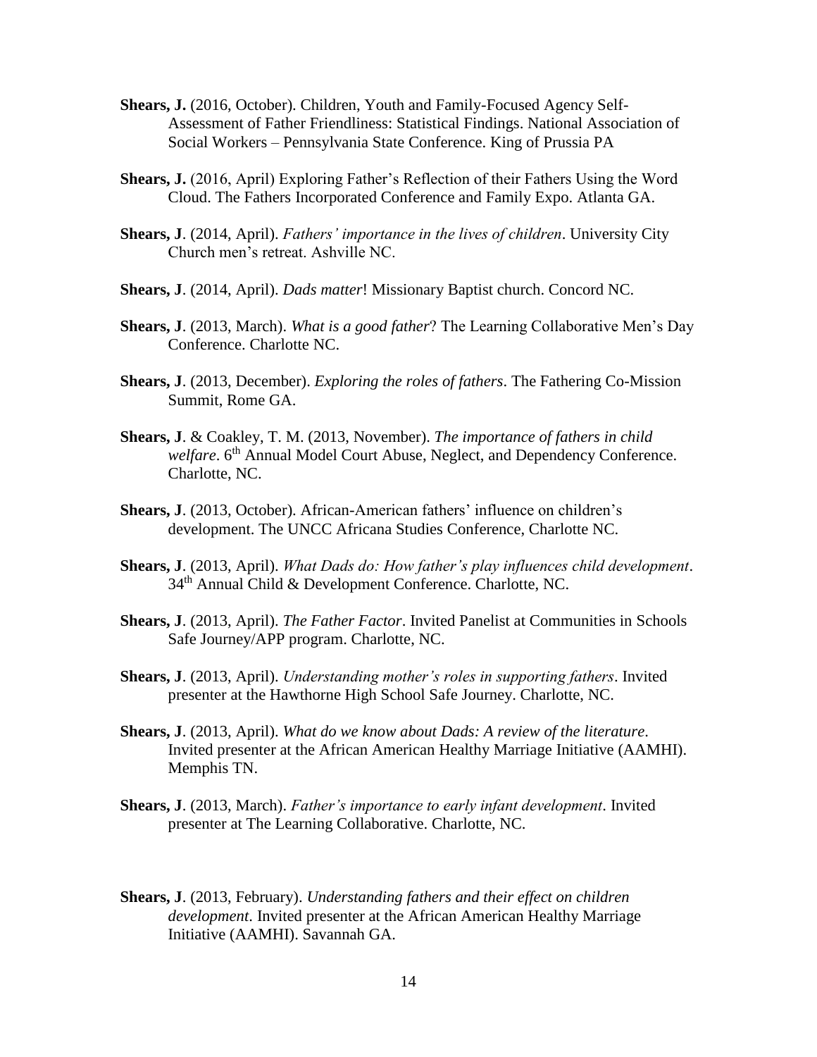**Shears, J.** (2016, October). Children, Youth and Family-Focused Agency Self-Assessment of Father Friendliness: Statistical Findings. National Association of Social Workers – Pennsylvania State Conference. King of Prussia PA

**Shears, J.** (2016, April) Exploring Father's Reflection of their Fathers Using the Word Cloud. The Fathers Incorporated Conference and Family Expo. Atlanta GA.

**Shears, J**. (2014, April). *Fathers' importance in the lives of children*. University City Church men's retreat. Ashville NC.

**Shears, J**. (2014, April). *Dads matter*! Missionary Baptist church. Concord NC.

**Shears, J**. (2013, March). *What is a good father*? The Learning Collaborative Men's Day Conference. Charlotte NC.

**Shears, J**. (2013, December). *Exploring the roles of fathers*. The Fathering Co-Mission Summit, Rome GA.

**Shears, J**. & Coakley, T. M. (2013, November). *The importance of fathers in child welfare*. 6th Annual Model Court Abuse, Neglect, and Dependency Conference. Charlotte, NC.

**Shears, J**. (2013, October). African-American fathers' influence on children's development. The UNCC Africana Studies Conference, Charlotte NC.

**Shears, J**. (2013, April). *What Dads do: How father's play influences child development*. 34th Annual Child & Development Conference. Charlotte, NC.

**Shears, J**. (2013, April). *The Father Factor*. Invited Panelist at Communities in Schools Safe Journey/APP program. Charlotte, NC.

**Shears, J**. (2013, April). *Understanding mother's roles in supporting fathers*. Invited presenter at the Hawthorne High School Safe Journey. Charlotte, NC.

**Shears, J**. (2013, April). *What do we know about Dads: A review of the literature*. Invited presenter at the African American Healthy Marriage Initiative (AAMHI). Memphis TN.

**Shears, J**. (2013, March). *Father's importance to early infant development*. Invited presenter at The Learning Collaborative. Charlotte, NC.

**Shears, J**. (2013, February). *Understanding fathers and their effect on children development*. Invited presenter at the African American Healthy Marriage Initiative (AAMHI). Savannah GA.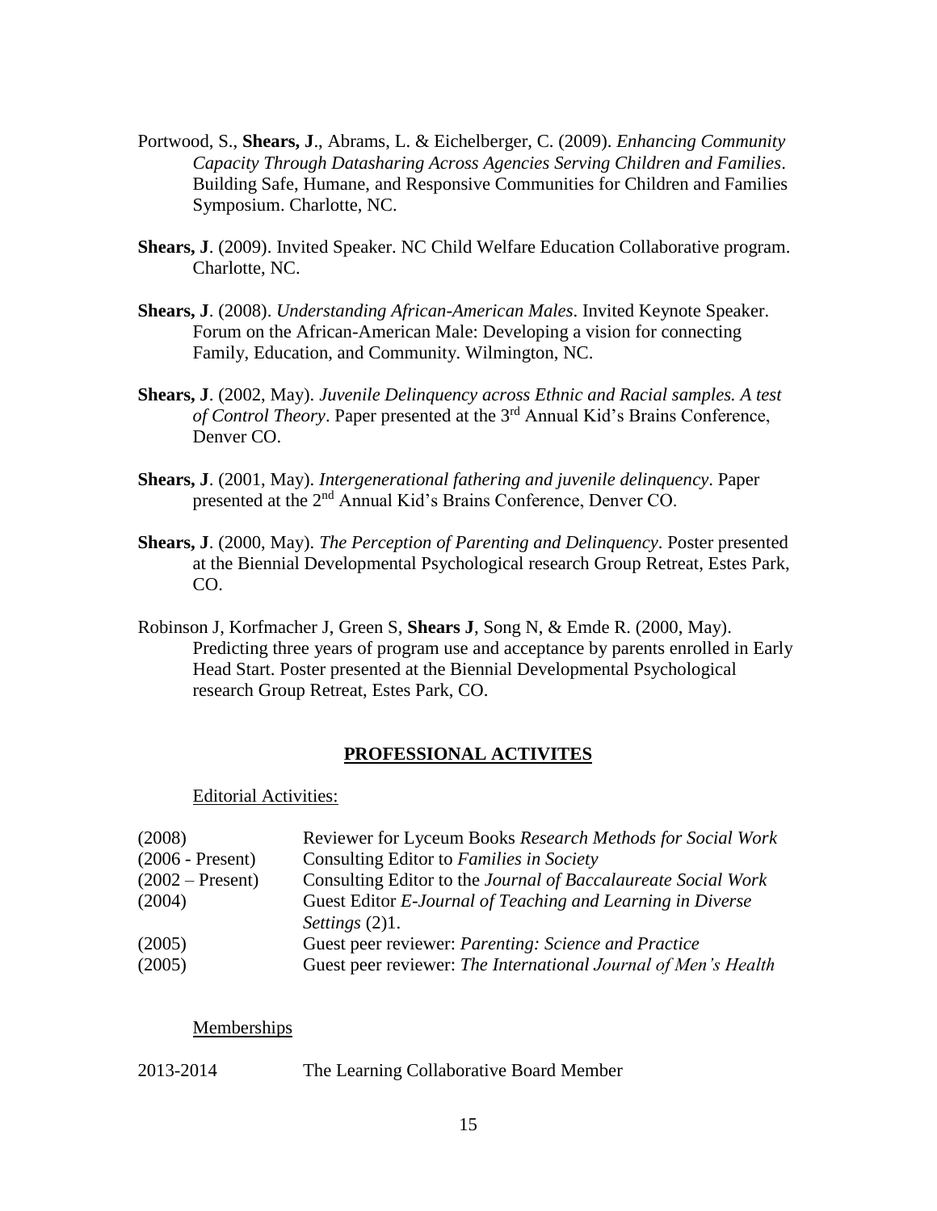Portwood, S., **Shears, J**., Abrams, L. & Eichelberger, C. (2009). *Enhancing Community Capacity Through Datasharing Across Agencies Serving Children and Families*. Building Safe, Humane, and Responsive Communities for Children and Families Symposium. Charlotte, NC.

**Shears, J**. (2009). Invited Speaker. NC Child Welfare Education Collaborative program. Charlotte, NC.

**Shears, J**. (2008). *Understanding African-American Males*. Invited Keynote Speaker. Forum on the African-American Male: Developing a vision for connecting Family, Education, and Community. Wilmington, NC.

**Shears, J**. (2002, May). *Juvenile Delinquency across Ethnic and Racial samples. A test of Control Theory*. Paper presented at the 3rd Annual Kid's Brains Conference, Denver CO.

**Shears, J**. (2001, May). *Intergenerational fathering and juvenile delinquency*. Paper presented at the 2nd Annual Kid's Brains Conference, Denver CO.

**Shears, J**. (2000, May). *The Perception of Parenting and Delinquency*. Poster presented at the Biennial Developmental Psychological research Group Retreat, Estes Park, CO.

Robinson J, Korfmacher J, Green S, **Shears J**, Song N, & Emde R. (2000, May). Predicting three years of program use and acceptance by parents enrolled in Early Head Start. Poster presented at the Biennial Developmental Psychological research Group Retreat, Estes Park, CO.

## PROFESSIONAL ACTIVITES

Editorial Activities:

| | |
|---|---|
| (2008) | Reviewer for Lyceum Books *Research Methods for Social Work* |
| (2006 - Present) | Consulting Editor to *Families in Society* |
| (2002 – Present) | Consulting Editor to the *Journal of Baccalaureate Social Work* |
| (2004) | Guest Editor *E-Journal of Teaching and Learning in Diverse Settings* (2)1. |
| (2005) | Guest peer reviewer: *Parenting: Science and Practice* |
| (2005) | Guest peer reviewer: *The International Journal of Men's Health* |

Memberships

| | |
|---|---|
| 2013-2014 | The Learning Collaborative Board Member |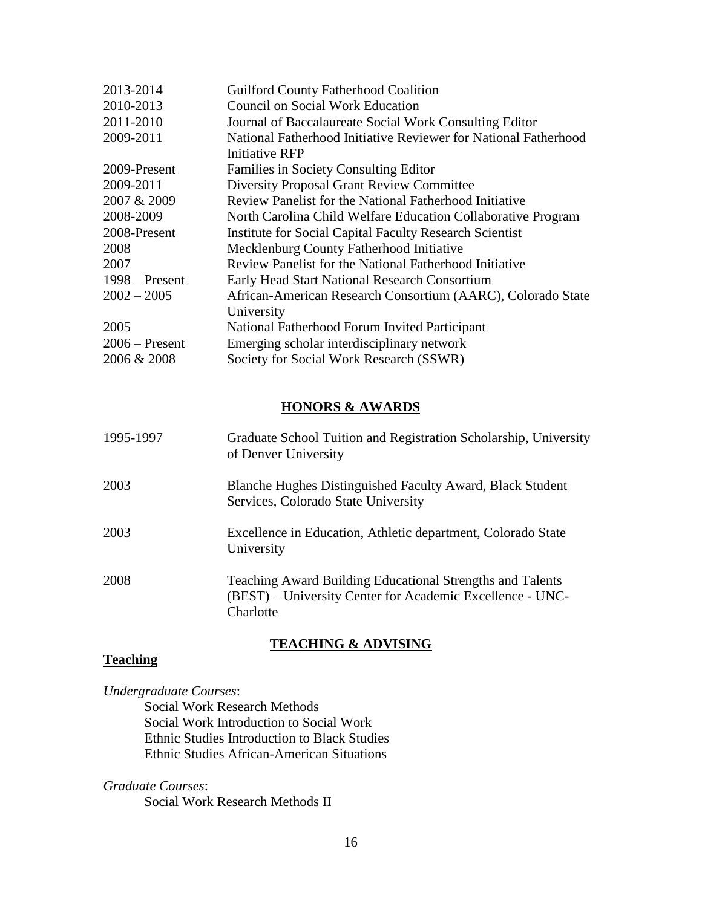| | |
|---|---|
| 2013-2014 | Guilford County Fatherhood Coalition |
| 2010-2013 | Council on Social Work Education |
| 2011-2010 | Journal of Baccalaureate Social Work Consulting Editor |
| 2009-2011 | National Fatherhood Initiative Reviewer for National Fatherhood Initiative RFP |
| 2009-Present | Families in Society Consulting Editor |
| 2009-2011 | Diversity Proposal Grant Review Committee |
| 2007 & 2009 | Review Panelist for the National Fatherhood Initiative |
| 2008-2009 | North Carolina Child Welfare Education Collaborative Program |
| 2008-Present | Institute for Social Capital Faculty Research Scientist |
| 2008 | Mecklenburg County Fatherhood Initiative |
| 2007 | Review Panelist for the National Fatherhood Initiative |
| 1998 – Present | Early Head Start National Research Consortium |
| 2002 – 2005 | African-American Research Consortium (AARC), Colorado State University |
| 2005 | National Fatherhood Forum Invited Participant |
| 2006 – Present | Emerging scholar interdisciplinary network |
| 2006 & 2008 | Society for Social Work Research (SSWR) |

## HONORS & AWARDS

| | |
|---|---|
| 1995-1997 | Graduate School Tuition and Registration Scholarship, University of Denver University |
| 2003 | Blanche Hughes Distinguished Faculty Award, Black Student Services, Colorado State University |
| 2003 | Excellence in Education, Athletic department, Colorado State University |
| 2008 | Teaching Award Building Educational Strengths and Talents (BEST) – University Center for Academic Excellence - UNC-Charlotte |

## TEACHING & ADVISING

### Teaching

*Undergraduate Courses*:

Social Work Research Methods
Social Work Introduction to Social Work
Ethnic Studies Introduction to Black Studies
Ethnic Studies African-American Situations

*Graduate Courses*:

Social Work Research Methods II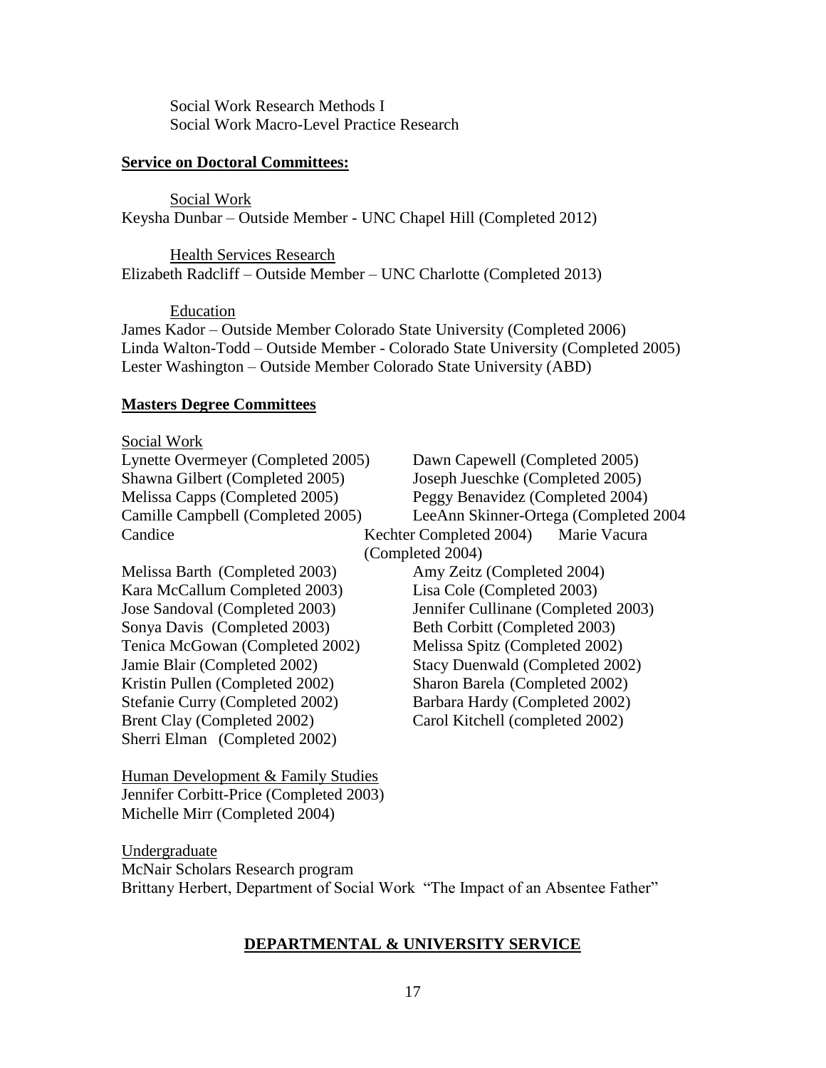Social Work Research Methods I
Social Work Macro-Level Practice Research

**Service on Doctoral Committees:**

Social Work
Keysha Dunbar – Outside Member - UNC Chapel Hill (Completed 2012)

Health Services Research
Elizabeth Radcliff – Outside Member – UNC Charlotte (Completed 2013)

Education
James Kador – Outside Member Colorado State University (Completed 2006)
Linda Walton-Todd – Outside Member - Colorado State University (Completed 2005)
Lester Washington – Outside Member Colorado State University (ABD)

**Masters Degree Committees**

Social Work
Lynette Overmeyer (Completed 2005)
Dawn Capewell (Completed 2005)
Shawna Gilbert (Completed 2005)
Joseph Jueschke (Completed 2005)
Melissa Capps (Completed 2005)
Peggy Benavidez (Completed 2004)
Camille Campbell (Completed 2005)
LeeAnn Skinner-Ortega (Completed 2004
Candice Kechter Completed 2004)
Marie Vacura (Completed 2004)
Melissa Barth (Completed 2003)
Amy Zeitz (Completed 2004)
Kara McCallum Completed 2003)
Lisa Cole (Completed 2003)
Jose Sandoval (Completed 2003)
Jennifer Cullinane (Completed 2003)
Sonya Davis (Completed 2003)
Beth Corbitt (Completed 2003)
Tenica McGowan (Completed 2002)
Melissa Spitz (Completed 2002)
Jamie Blair (Completed 2002)
Stacy Duenwald (Completed 2002)
Kristin Pullen (Completed 2002)
Sharon Barela (Completed 2002)
Stefanie Curry (Completed 2002)
Barbara Hardy (Completed 2002)
Brent Clay (Completed 2002)
Carol Kitchell (completed 2002)
Sherri Elman (Completed 2002)

Human Development & Family Studies
Jennifer Corbitt-Price (Completed 2003)
Michelle Mirr (Completed 2004)

Undergraduate
McNair Scholars Research program
Brittany Herbert, Department of Social Work "The Impact of an Absentee Father"

## DEPARTMENTAL & UNIVERSITY SERVICE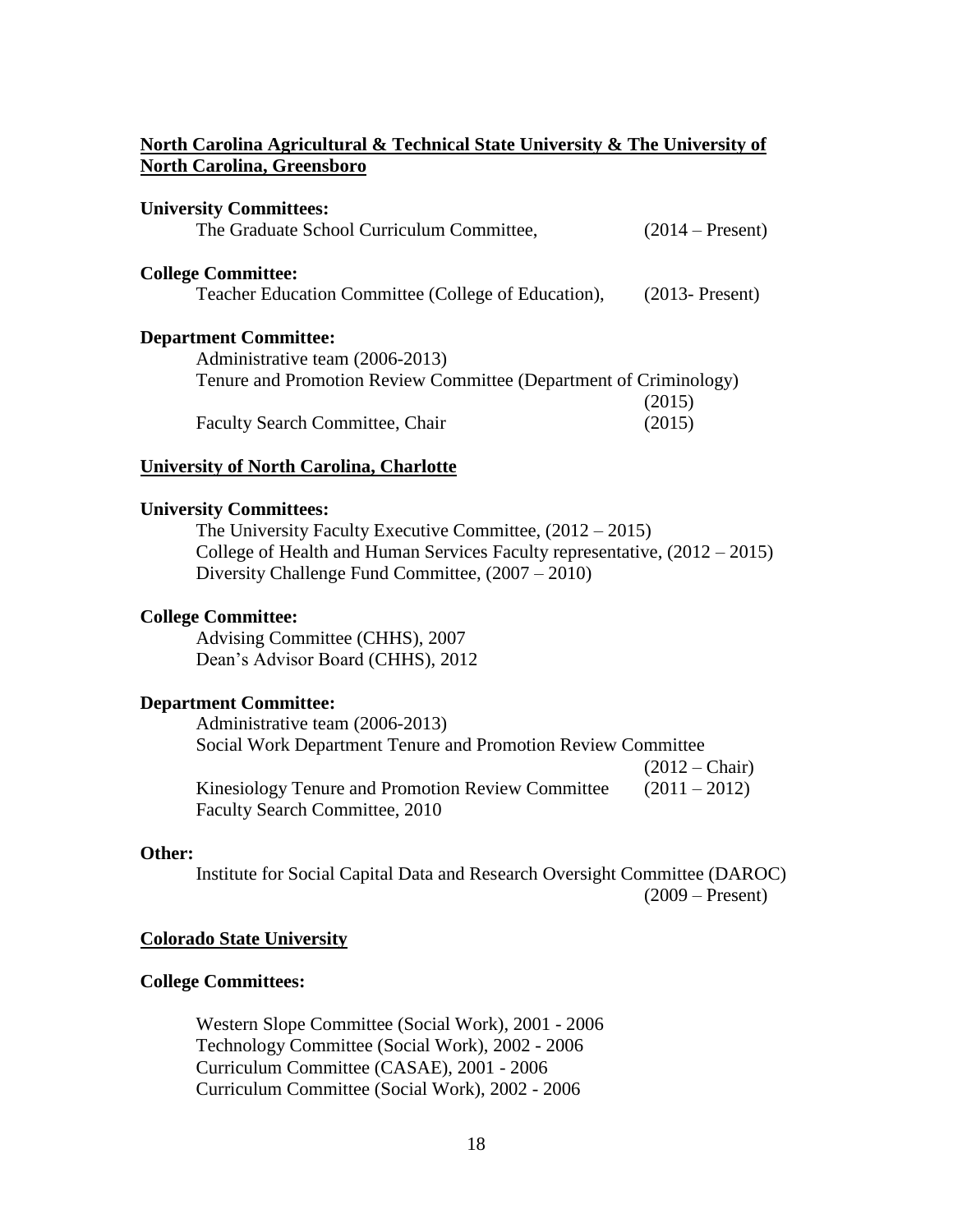**North Carolina Agricultural & Technical State University & The University of North Carolina, Greensboro**

**University Committees:**

The Graduate School Curriculum Committee, (2014 – Present)

**College Committee:**

Teacher Education Committee (College of Education), (2013- Present)

**Department Committee:**

Administrative team (2006-2013)
Tenure and Promotion Review Committee (Department of Criminology) (2015)
Faculty Search Committee, Chair (2015)

**University of North Carolina, Charlotte**

**University Committees:**

The University Faculty Executive Committee, (2012 – 2015)
College of Health and Human Services Faculty representative, (2012 – 2015)
Diversity Challenge Fund Committee, (2007 – 2010)

**College Committee:**

Advising Committee (CHHS), 2007
Dean's Advisor Board (CHHS), 2012

**Department Committee:**

Administrative team (2006-2013)
Social Work Department Tenure and Promotion Review Committee (2012 – Chair)
Kinesiology Tenure and Promotion Review Committee (2011 – 2012)
Faculty Search Committee, 2010

**Other:**

Institute for Social Capital Data and Research Oversight Committee (DAROC) (2009 – Present)

**Colorado State University**

**College Committees:**

Western Slope Committee (Social Work), 2001 - 2006
Technology Committee (Social Work), 2002 - 2006
Curriculum Committee (CASAE), 2001 - 2006
Curriculum Committee (Social Work), 2002 - 2006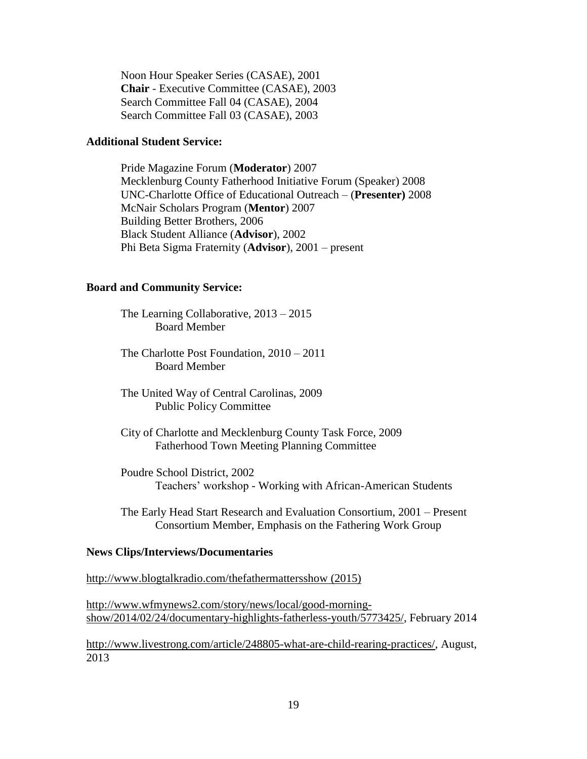Noon Hour Speaker Series (CASAE), 2001
**Chair** - Executive Committee (CASAE), 2003
Search Committee Fall 04 (CASAE), 2004
Search Committee Fall 03 (CASAE), 2003

**Additional Student Service:**

Pride Magazine Forum (**Moderator**) 2007
Mecklenburg County Fatherhood Initiative Forum (Speaker) 2008
UNC-Charlotte Office of Educational Outreach – (**Presenter)** 2008
McNair Scholars Program (**Mentor**) 2007
Building Better Brothers, 2006
Black Student Alliance (**Advisor**), 2002
Phi Beta Sigma Fraternity (**Advisor**), 2001 – present

**Board and Community Service:**

The Learning Collaborative, 2013 – 2015
Board Member

The Charlotte Post Foundation, 2010 – 2011
Board Member

The United Way of Central Carolinas, 2009
Public Policy Committee

City of Charlotte and Mecklenburg County Task Force, 2009
Fatherhood Town Meeting Planning Committee

Poudre School District, 2002
Teachers' workshop - Working with African-American Students

The Early Head Start Research and Evaluation Consortium, 2001 – Present
Consortium Member, Emphasis on the Fathering Work Group

**News Clips/Interviews/Documentaries**

http://www.blogtalkradio.com/thefathermattersshow (2015)

http://www.wfmynews2.com/story/news/local/good-morning-show/2014/02/24/documentary-highlights-fatherless-youth/5773425/, February 2014

http://www.livestrong.com/article/248805-what-are-child-rearing-practices/, August, 2013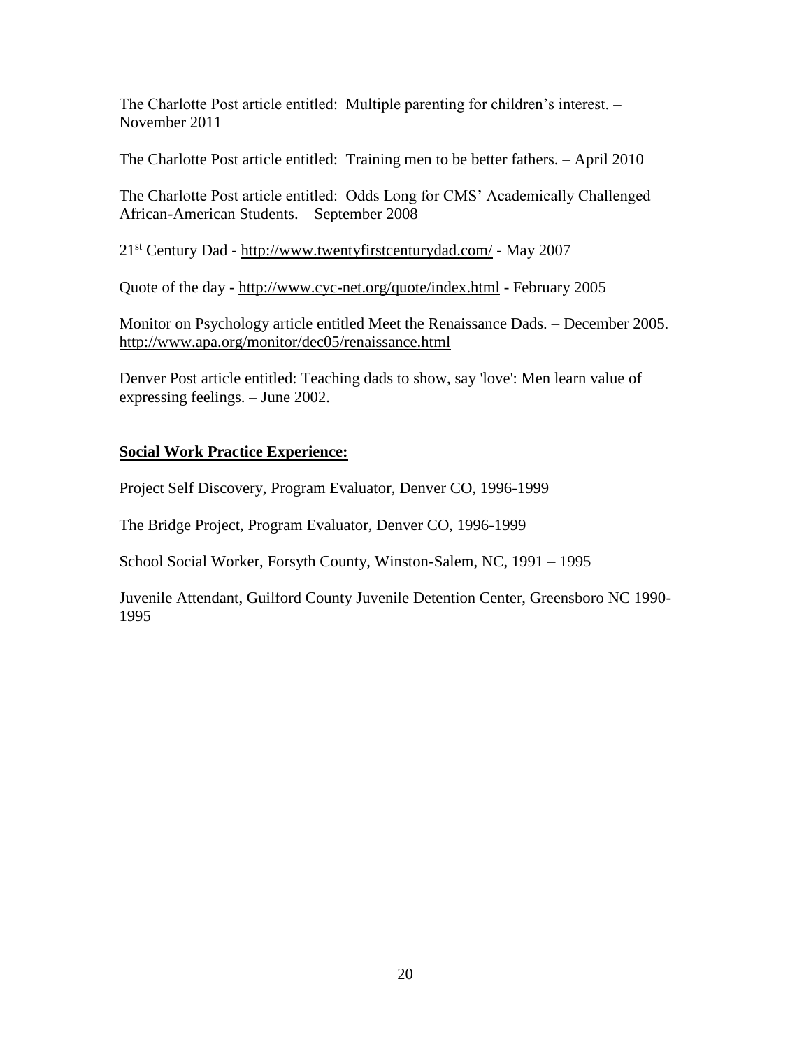The Charlotte Post article entitled: Multiple parenting for children's interest. – November 2011

The Charlotte Post article entitled: Training men to be better fathers. – April 2010

The Charlotte Post article entitled: Odds Long for CMS' Academically Challenged African-American Students. – September 2008

21st Century Dad - http://www.twentyfirstcenturydad.com/ - May 2007

Quote of the day - http://www.cyc-net.org/quote/index.html - February 2005

Monitor on Psychology article entitled Meet the Renaissance Dads. – December 2005. http://www.apa.org/monitor/dec05/renaissance.html

Denver Post article entitled: Teaching dads to show, say 'love': Men learn value of expressing feelings. – June 2002.

**Social Work Practice Experience:**

Project Self Discovery, Program Evaluator, Denver CO, 1996-1999

The Bridge Project, Program Evaluator, Denver CO, 1996-1999

School Social Worker, Forsyth County, Winston-Salem, NC, 1991 – 1995

Juvenile Attendant, Guilford County Juvenile Detention Center, Greensboro NC 1990-1995